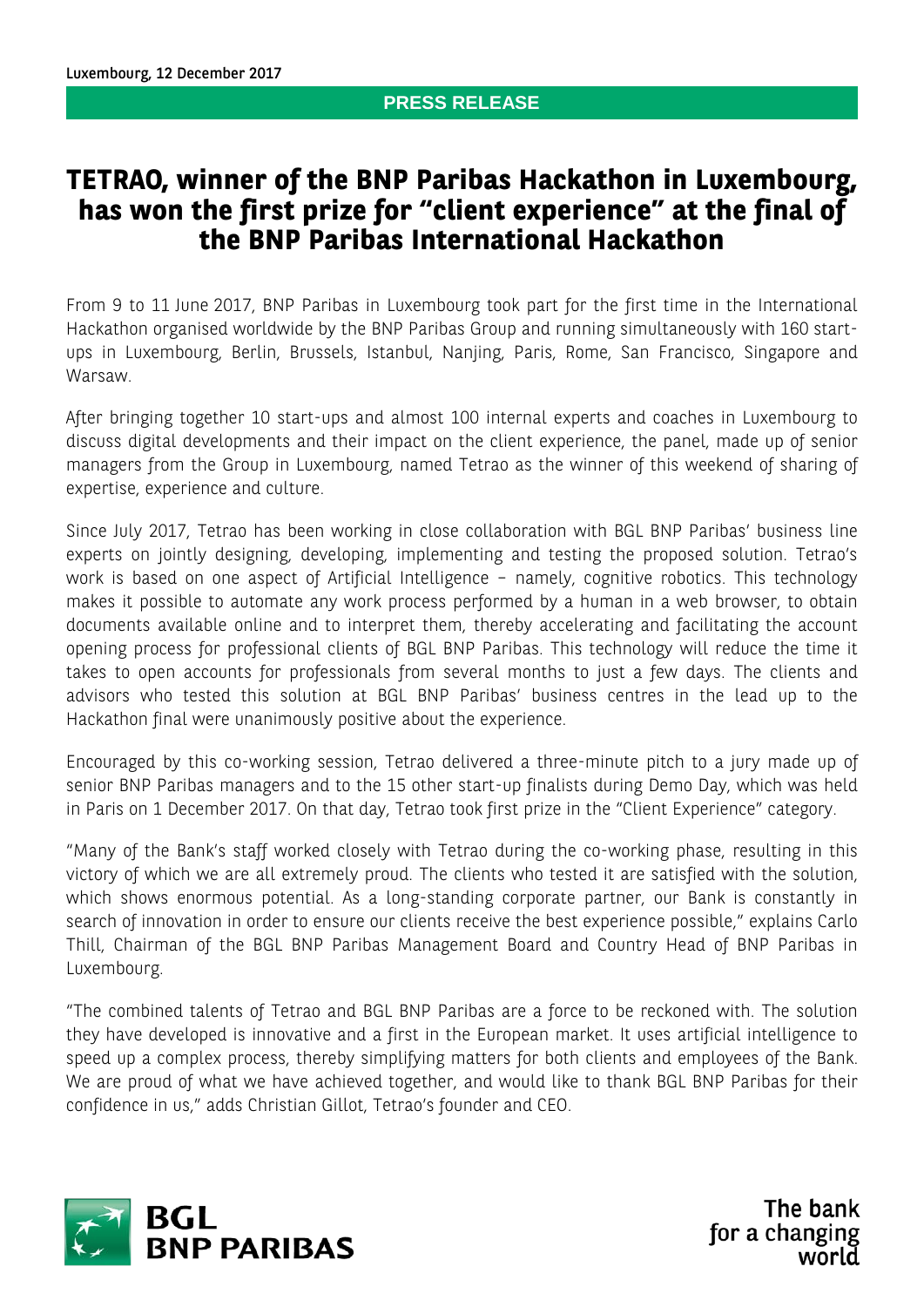Luxembourg, 12 December 2017

**PRESS RELEASE**

# TETRAO, winner of the BNP Paribas Hackathon in Luxembourg, has won the first prize for "client experience" at the final of the BNP Paribas International Hackathon

From 9 to 11 June 2017, BNP Paribas in Luxembourg took part for the first time in the International Hackathon organised worldwide by the BNP Paribas Group and running simultaneously with 160 start-ups in Luxembourg, Berlin, Brussels, Istanbul, Nanjing, Paris, Rome, San Francisco, Singapore and Warsaw.

After bringing together 10 start-ups and almost 100 internal experts and coaches in Luxembourg to discuss digital developments and their impact on the client experience, the panel, made up of senior managers from the Group in Luxembourg, named Tetrao as the winner of this weekend of sharing of expertise, experience and culture.

Since July 2017, Tetrao has been working in close collaboration with BGL BNP Paribas' business line experts on jointly designing, developing, implementing and testing the proposed solution. Tetrao's work is based on one aspect of Artificial Intelligence – namely, cognitive robotics. This technology makes it possible to automate any work process performed by a human in a web browser, to obtain documents available online and to interpret them, thereby accelerating and facilitating the account opening process for professional clients of BGL BNP Paribas. This technology will reduce the time it takes to open accounts for professionals from several months to just a few days. The clients and advisors who tested this solution at BGL BNP Paribas' business centres in the lead up to the Hackathon final were unanimously positive about the experience.

Encouraged by this co-working session, Tetrao delivered a three-minute pitch to a jury made up of senior BNP Paribas managers and to the 15 other start-up finalists during Demo Day, which was held in Paris on 1 December 2017. On that day, Tetrao took first prize in the "Client Experience" category.

"Many of the Bank's staff worked closely with Tetrao during the co-working phase, resulting in this victory of which we are all extremely proud. The clients who tested it are satisfied with the solution, which shows enormous potential. As a long-standing corporate partner, our Bank is constantly in search of innovation in order to ensure our clients receive the best experience possible," explains Carlo Thill, Chairman of the BGL BNP Paribas Management Board and Country Head of BNP Paribas in Luxembourg.

"The combined talents of Tetrao and BGL BNP Paribas are a force to be reckoned with. The solution they have developed is innovative and a first in the European market. It uses artificial intelligence to speed up a complex process, thereby simplifying matters for both clients and employees of the Bank. We are proud of what we have achieved together, and would like to thank BGL BNP Paribas for their confidence in us," adds Christian Gillot, Tetrao's founder and CEO.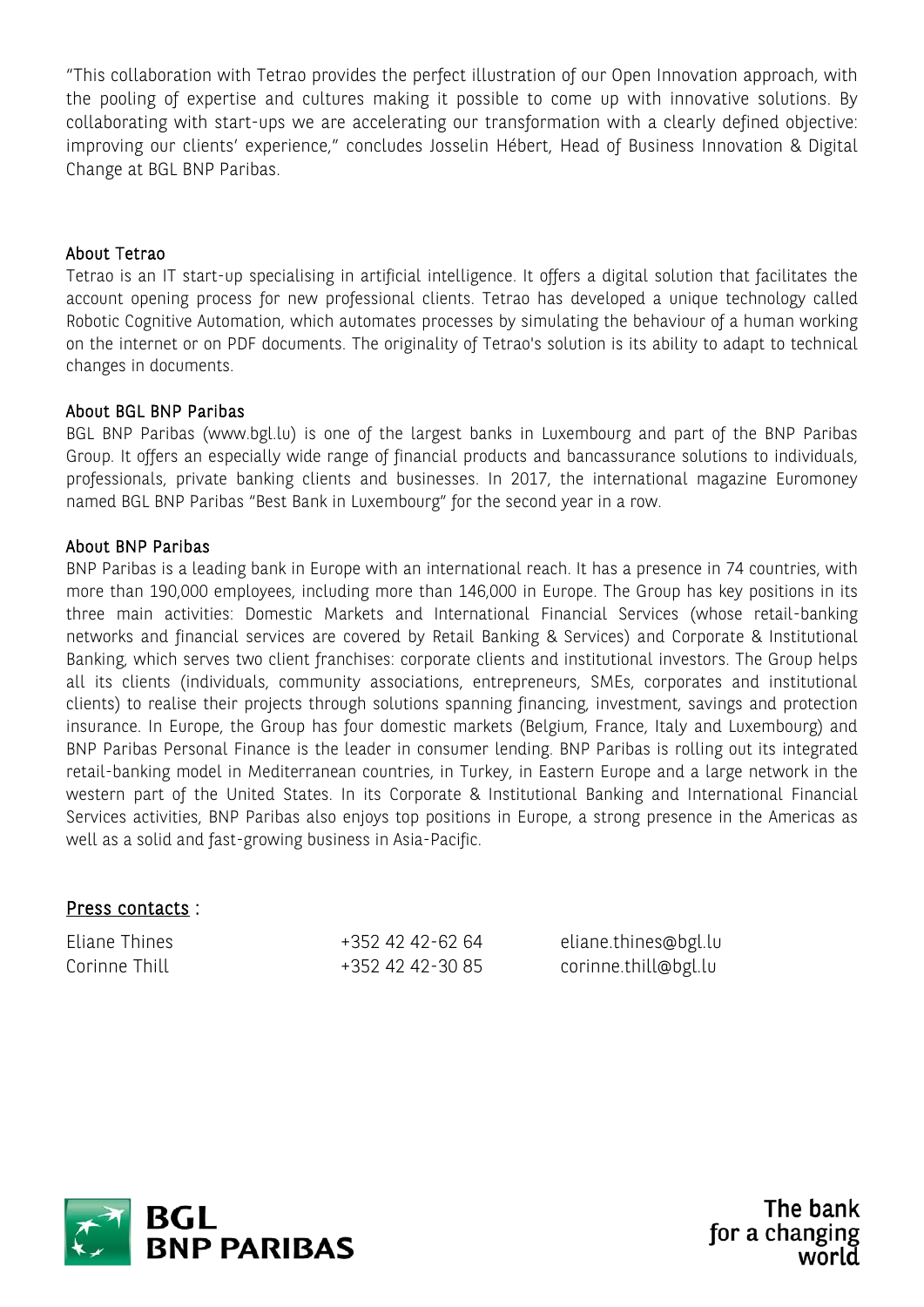"This collaboration with Tetrao provides the perfect illustration of our Open Innovation approach, with the pooling of expertise and cultures making it possible to come up with innovative solutions. By collaborating with start-ups we are accelerating our transformation with a clearly defined objective: improving our clients' experience," concludes Josselin Hébert, Head of Business Innovation & Digital Change at BGL BNP Paribas.

### About Tetrao

Tetrao is an IT start-up specialising in artificial intelligence. It offers a digital solution that facilitates the account opening process for new professional clients. Tetrao has developed a unique technology called Robotic Cognitive Automation, which automates processes by simulating the behaviour of a human working on the internet or on PDF documents. The originality of Tetrao's solution is its ability to adapt to technical changes in documents.

### About BGL BNP Paribas

BGL BNP Paribas (www.bgl.lu) is one of the largest banks in Luxembourg and part of the BNP Paribas Group. It offers an especially wide range of financial products and bancassurance solutions to individuals, professionals, private banking clients and businesses. In 2017, the international magazine Euromoney named BGL BNP Paribas "Best Bank in Luxembourg" for the second year in a row.

### About BNP Paribas

BNP Paribas is a leading bank in Europe with an international reach. It has a presence in 74 countries, with more than 190,000 employees, including more than 146,000 in Europe. The Group has key positions in its three main activities: Domestic Markets and International Financial Services (whose retail-banking networks and financial services are covered by Retail Banking & Services) and Corporate & Institutional Banking, which serves two client franchises: corporate clients and institutional investors. The Group helps all its clients (individuals, community associations, entrepreneurs, SMEs, corporates and institutional clients) to realise their projects through solutions spanning financing, investment, savings and protection insurance. In Europe, the Group has four domestic markets (Belgium, France, Italy and Luxembourg) and BNP Paribas Personal Finance is the leader in consumer lending. BNP Paribas is rolling out its integrated retail-banking model in Mediterranean countries, in Turkey, in Eastern Europe and a large network in the western part of the United States. In its Corporate & Institutional Banking and International Financial Services activities, BNP Paribas also enjoys top positions in Europe, a strong presence in the Americas as well as a solid and fast-growing business in Asia-Pacific.

Press contacts :

| | | |
|---|---|---|
| Eliane Thines | +352 42 42-62 64 | eliane.thines@bgl.lu |
| Corinne Thill | +352 42 42-30 85 | corinne.thill@bgl.lu |

BGL BNP PARIBAS

The bank for a changing world